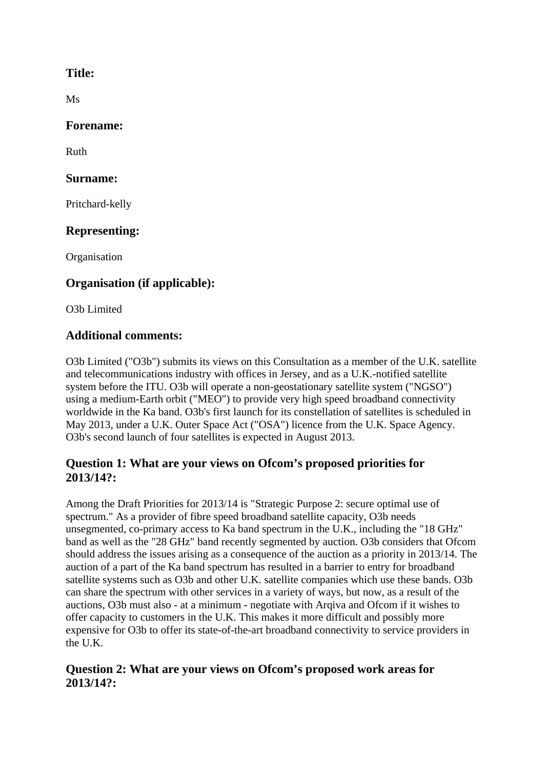### Title:

Ms

### Forename:

Ruth

### Surname:

Pritchard-kelly

### Representing:

Organisation

### Organisation (if applicable):

O3b Limited

### Additional comments:

O3b Limited ("O3b") submits its views on this Consultation as a member of the U.K. satellite and telecommunications industry with offices in Jersey, and as a U.K.-notified satellite system before the ITU. O3b will operate a non-geostationary satellite system ("NGSO") using a medium-Earth orbit ("MEO") to provide very high speed broadband connectivity worldwide in the Ka band. O3b's first launch for its constellation of satellites is scheduled in May 2013, under a U.K. Outer Space Act ("OSA") licence from the U.K. Space Agency. O3b's second launch of four satellites is expected in August 2013.

### Question 1: What are your views on Ofcom's proposed priorities for 2013/14?:

Among the Draft Priorities for 2013/14 is "Strategic Purpose 2: secure optimal use of spectrum." As a provider of fibre speed broadband satellite capacity, O3b needs unsegmented, co-primary access to Ka band spectrum in the U.K., including the "18 GHz" band as well as the "28 GHz" band recently segmented by auction. O3b considers that Ofcom should address the issues arising as a consequence of the auction as a priority in 2013/14. The auction of a part of the Ka band spectrum has resulted in a barrier to entry for broadband satellite systems such as O3b and other U.K. satellite companies which use these bands. O3b can share the spectrum with other services in a variety of ways, but now, as a result of the auctions, O3b must also - at a minimum - negotiate with Arqiva and Ofcom if it wishes to offer capacity to customers in the U.K. This makes it more difficult and possibly more expensive for O3b to offer its state-of-the-art broadband connectivity to service providers in the U.K.

### Question 2: What are your views on Ofcom's proposed work areas for 2013/14?: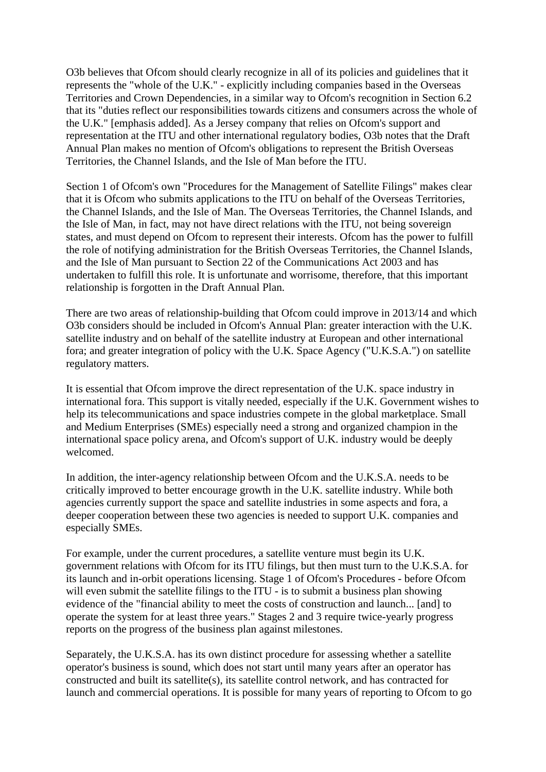O3b believes that Ofcom should clearly recognize in all of its policies and guidelines that it represents the "whole of the U.K." - explicitly including companies based in the Overseas Territories and Crown Dependencies, in a similar way to Ofcom's recognition in Section 6.2 that its "duties reflect our responsibilities towards citizens and consumers across the whole of the U.K." [emphasis added]. As a Jersey company that relies on Ofcom's support and representation at the ITU and other international regulatory bodies, O3b notes that the Draft Annual Plan makes no mention of Ofcom's obligations to represent the British Overseas Territories, the Channel Islands, and the Isle of Man before the ITU.

Section 1 of Ofcom's own "Procedures for the Management of Satellite Filings" makes clear that it is Ofcom who submits applications to the ITU on behalf of the Overseas Territories, the Channel Islands, and the Isle of Man. The Overseas Territories, the Channel Islands, and the Isle of Man, in fact, may not have direct relations with the ITU, not being sovereign states, and must depend on Ofcom to represent their interests. Ofcom has the power to fulfill the role of notifying administration for the British Overseas Territories, the Channel Islands, and the Isle of Man pursuant to Section 22 of the Communications Act 2003 and has undertaken to fulfill this role. It is unfortunate and worrisome, therefore, that this important relationship is forgotten in the Draft Annual Plan.

There are two areas of relationship-building that Ofcom could improve in 2013/14 and which O3b considers should be included in Ofcom's Annual Plan: greater interaction with the U.K. satellite industry and on behalf of the satellite industry at European and other international fora; and greater integration of policy with the U.K. Space Agency ("U.K.S.A.") on satellite regulatory matters.

It is essential that Ofcom improve the direct representation of the U.K. space industry in international fora. This support is vitally needed, especially if the U.K. Government wishes to help its telecommunications and space industries compete in the global marketplace. Small and Medium Enterprises (SMEs) especially need a strong and organized champion in the international space policy arena, and Ofcom's support of U.K. industry would be deeply welcomed.

In addition, the inter-agency relationship between Ofcom and the U.K.S.A. needs to be critically improved to better encourage growth in the U.K. satellite industry. While both agencies currently support the space and satellite industries in some aspects and fora, a deeper cooperation between these two agencies is needed to support U.K. companies and especially SMEs.

For example, under the current procedures, a satellite venture must begin its U.K. government relations with Ofcom for its ITU filings, but then must turn to the U.K.S.A. for its launch and in-orbit operations licensing. Stage 1 of Ofcom's Procedures - before Ofcom will even submit the satellite filings to the ITU - is to submit a business plan showing evidence of the "financial ability to meet the costs of construction and launch... [and] to operate the system for at least three years." Stages 2 and 3 require twice-yearly progress reports on the progress of the business plan against milestones.

Separately, the U.K.S.A. has its own distinct procedure for assessing whether a satellite operator's business is sound, which does not start until many years after an operator has constructed and built its satellite(s), its satellite control network, and has contracted for launch and commercial operations. It is possible for many years of reporting to Ofcom to go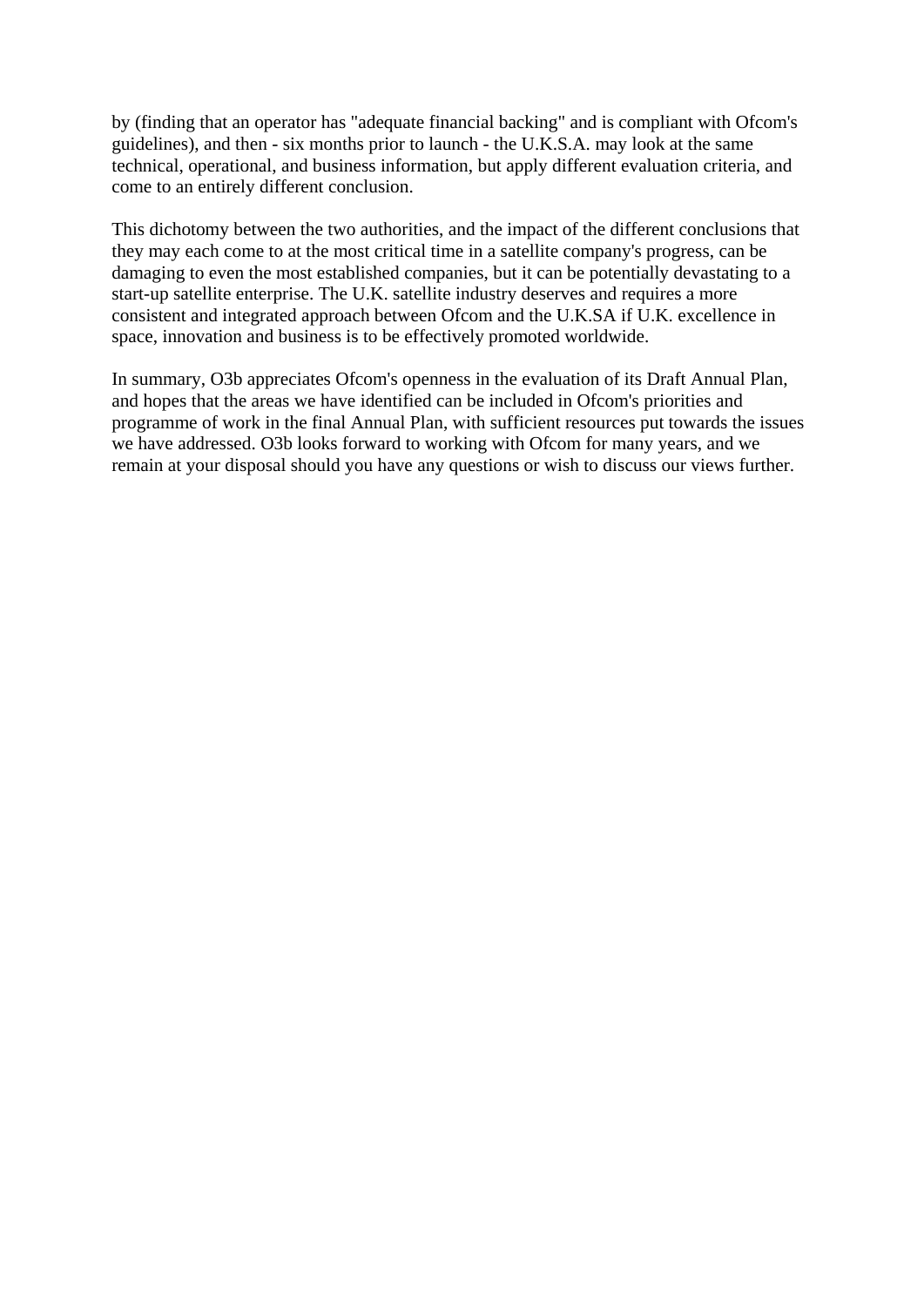by (finding that an operator has "adequate financial backing" and is compliant with Ofcom's guidelines), and then - six months prior to launch - the U.K.S.A. may look at the same technical, operational, and business information, but apply different evaluation criteria, and come to an entirely different conclusion.

This dichotomy between the two authorities, and the impact of the different conclusions that they may each come to at the most critical time in a satellite company's progress, can be damaging to even the most established companies, but it can be potentially devastating to a start-up satellite enterprise. The U.K. satellite industry deserves and requires a more consistent and integrated approach between Ofcom and the U.K.SA if U.K. excellence in space, innovation and business is to be effectively promoted worldwide.

In summary, O3b appreciates Ofcom's openness in the evaluation of its Draft Annual Plan, and hopes that the areas we have identified can be included in Ofcom's priorities and programme of work in the final Annual Plan, with sufficient resources put towards the issues we have addressed. O3b looks forward to working with Ofcom for many years, and we remain at your disposal should you have any questions or wish to discuss our views further.